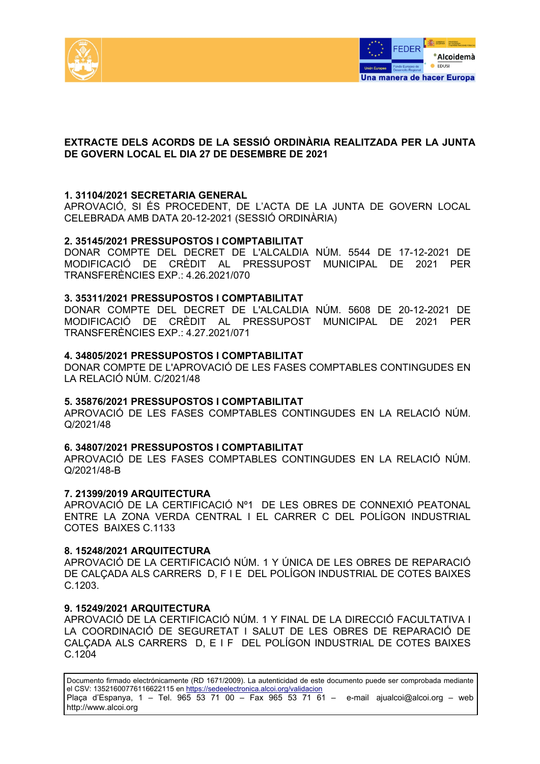**EXTRACTE DELS ACORDS DE LA SESSIÓ ORDINÀRIA REALITZADA PER LA JUNTA DE GOVERN LOCAL EL DIA 27 DE DESEMBRE DE 2021**

**1. 31104/2021 SECRETARIA GENERAL**
APROVACIÓ, SI ÉS PROCEDENT, DE L'ACTA DE LA JUNTA DE GOVERN LOCAL CELEBRADA AMB DATA 20-12-2021 (SESSIÓ ORDINÀRIA)

**2. 35145/2021 PRESSUPOSTOS I COMPTABILITAT**
DONAR COMPTE DEL DECRET DE L'ALCALDIA NÚM. 5544 DE 17-12-2021 DE MODIFICACIÓ DE CRÈDIT AL PRESSUPOST MUNICIPAL DE 2021 PER TRANSFERÈNCIES EXP.: 4.26.2021/070

**3. 35311/2021 PRESSUPOSTOS I COMPTABILITAT**
DONAR COMPTE DEL DECRET DE L'ALCALDIA NÚM. 5608 DE 20-12-2021 DE MODIFICACIÓ DE CRÈDIT AL PRESSUPOST MUNICIPAL DE 2021 PER TRANSFERÈNCIES EXP.: 4.27.2021/071

**4. 34805/2021 PRESSUPOSTOS I COMPTABILITAT**
DONAR COMPTE DE L'APROVACIÓ DE LES FASES COMPTABLES CONTINGUDES EN LA RELACIÓ NÚM. C/2021/48

**5. 35876/2021 PRESSUPOSTOS I COMPTABILITAT**
APROVACIÓ DE LES FASES COMPTABLES CONTINGUDES EN LA RELACIÓ NÚM. Q/2021/48

**6. 34807/2021 PRESSUPOSTOS I COMPTABILITAT**
APROVACIÓ DE LES FASES COMPTABLES CONTINGUDES EN LA RELACIÓ NÚM. Q/2021/48-B

**7. 21399/2019 ARQUITECTURA**
APROVACIÓ DE LA CERTIFICACIÓ Nº1 DE LES OBRES DE CONNEXIÓ PEATONAL ENTRE LA ZONA VERDA CENTRAL I EL CARRER C DEL POLÍGON INDUSTRIAL COTES BAIXES C.1133

**8. 15248/2021 ARQUITECTURA**
APROVACIÓ DE LA CERTIFICACIÓ NÚM. 1 Y ÚNICA DE LES OBRES DE REPARACIÓ DE CALÇADA ALS CARRERS D, F I E DEL POLÍGON INDUSTRIAL DE COTES BAIXES C.1203.

**9. 15249/2021 ARQUITECTURA**
APROVACIÓ DE LA CERTIFICACIÓ NÚM. 1 Y FINAL DE LA DIRECCIÓ FACULTATIVA I LA COORDINACIÓ DE SEGURETAT I SALUT DE LES OBRES DE REPARACIÓ DE CALÇADA ALS CARRERS D, E I F DEL POLÍGON INDUSTRIAL DE COTES BAIXES C.1204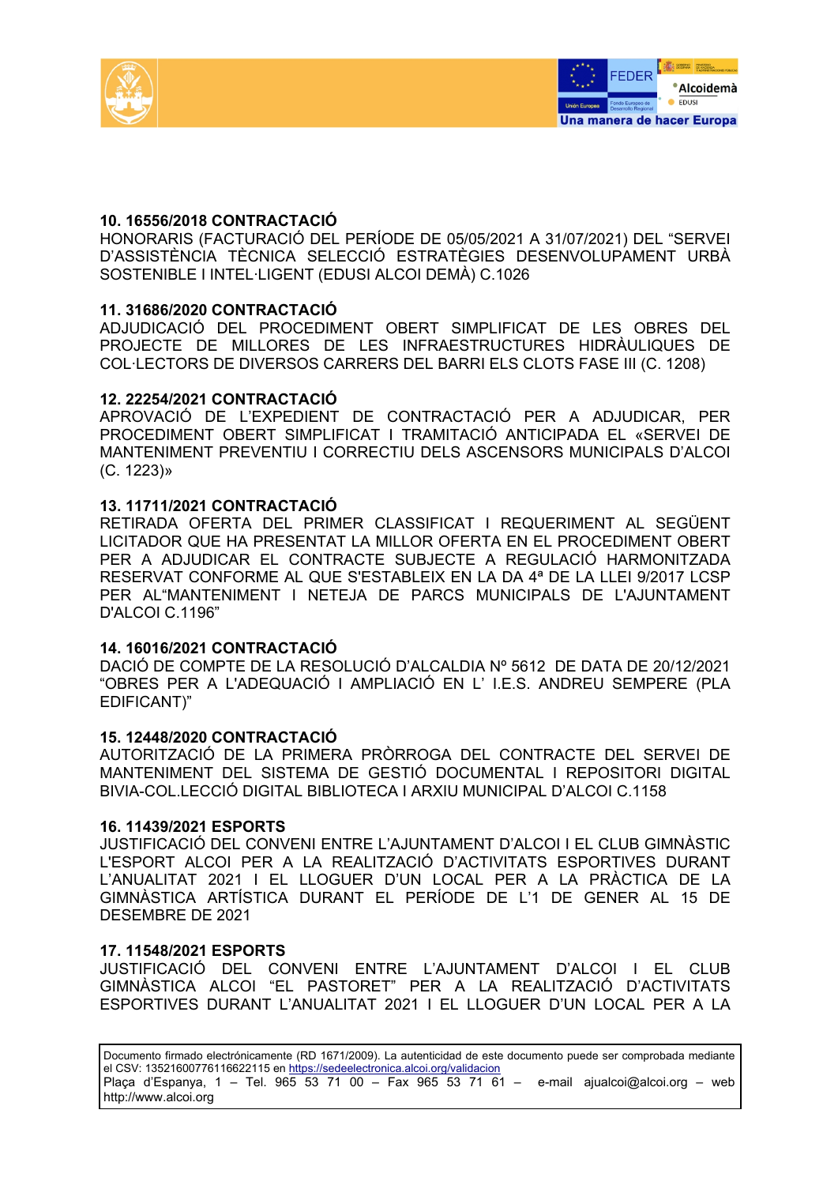**10. 16556/2018 CONTRACTACIÓ**
HONORARIS (FACTURACIÓ DEL PERÍODE DE 05/05/2021 A 31/07/2021) DEL "SERVEI D'ASSISTÈNCIA TÈCNICA SELECCIÓ ESTRATÈGIES DESENVOLUPAMENT URBÀ SOSTENIBLE I INTEL·LIGENT (EDUSI ALCOI DEMÀ) C.1026

**11. 31686/2020 CONTRACTACIÓ**
ADJUDICACIÓ DEL PROCEDIMENT OBERT SIMPLIFICAT DE LES OBRES DEL PROJECTE DE MILLORES DE LES INFRAESTRUCTURES HIDRÀULIQUES DE COL·LECTORS DE DIVERSOS CARRERS DEL BARRI ELS CLOTS FASE III (C. 1208)

**12. 22254/2021 CONTRACTACIÓ**
APROVACIÓ DE L'EXPEDIENT DE CONTRACTACIÓ PER A ADJUDICAR, PER PROCEDIMENT OBERT SIMPLIFICAT I TRAMITACIÓ ANTICIPADA EL «SERVEI DE MANTENIMENT PREVENTIU I CORRECTIU DELS ASCENSORS MUNICIPALS D'ALCOI (C. 1223)»

**13. 11711/2021 CONTRACTACIÓ**
RETIRADA OFERTA DEL PRIMER CLASSIFICAT I REQUERIMENT AL SEGÜENT LICITADOR QUE HA PRESENTAT LA MILLOR OFERTA EN EL PROCEDIMENT OBERT PER A ADJUDICAR EL CONTRACTE SUBJECTE A REGULACIÓ HARMONITZADA RESERVAT CONFORME AL QUE S'ESTABLEIX EN LA DA 4ª DE LA LLEI 9/2017 LCSP PER AL"MANTENIMENT I NETEJA DE PARCS MUNICIPALS DE L'AJUNTAMENT D'ALCOI C.1196"

**14. 16016/2021 CONTRACTACIÓ**
DACIÓ DE COMPTE DE LA RESOLUCIÓ D'ALCALDIA Nº 5612 DE DATA DE 20/12/2021 "OBRES PER A L'ADEQUACIÓ I AMPLIACIÓ EN L' I.E.S. ANDREU SEMPERE (PLA EDIFICANT)"

**15. 12448/2020 CONTRACTACIÓ**
AUTORITZACIÓ DE LA PRIMERA PRÒRROGA DEL CONTRACTE DEL SERVEI DE MANTENIMENT DEL SISTEMA DE GESTIÓ DOCUMENTAL I REPOSITORI DIGITAL BIVIA-COL.LECCIÓ DIGITAL BIBLIOTECA I ARXIU MUNICIPAL D'ALCOI C.1158

**16. 11439/2021 ESPORTS**
JUSTIFICACIÓ DEL CONVENI ENTRE L'AJUNTAMENT D'ALCOI I EL CLUB GIMNÀSTIC L'ESPORT ALCOI PER A LA REALITZACIÓ D'ACTIVITATS ESPORTIVES DURANT L'ANUALITAT 2021 I EL LLOGUER D'UN LOCAL PER A LA PRÀCTICA DE LA GIMNÀSTICA ARTÍSTICA DURANT EL PERÍODE DE L'1 DE GENER AL 15 DE DESEMBRE DE 2021

**17. 11548/2021 ESPORTS**
JUSTIFICACIÓ DEL CONVENI ENTRE L'AJUNTAMENT D'ALCOI I EL CLUB GIMNÀSTICA ALCOI "EL PASTORET" PER A LA REALITZACIÓ D'ACTIVITATS ESPORTIVES DURANT L'ANUALITAT 2021 I EL LLOGUER D'UN LOCAL PER A LA

Documento firmado electrónicamente (RD 1671/2009). La autenticidad de este documento puede ser comprobada mediante el CSV: 13521600776116622115 en https://sedeelectronica.alcoi.org/validacion
Plaça d'Espanya, 1 – Tel. 965 53 71 00 – Fax 965 53 71 61 – e-mail ajualcoi@alcoi.org – web http://www.alcoi.org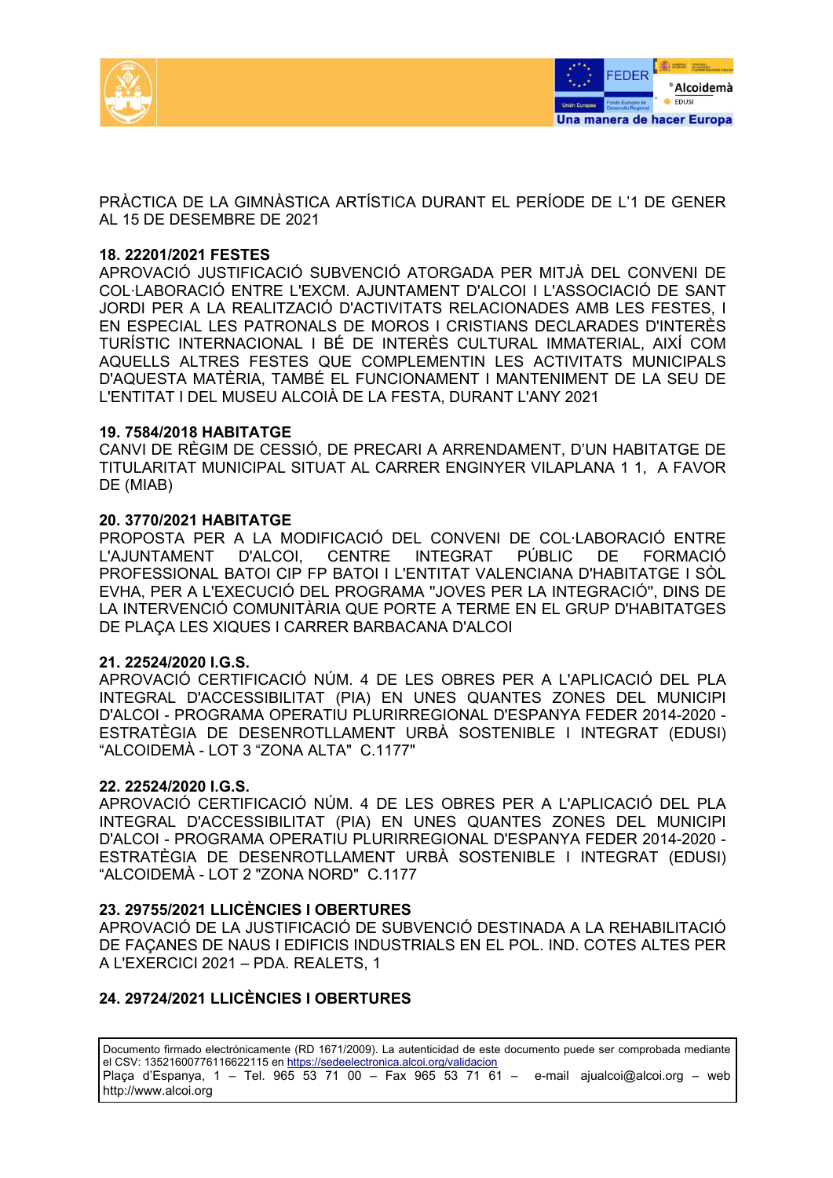PRÀCTICA DE LA GIMNÀSTICA ARTÍSTICA DURANT EL PERÍODE DE L'1 DE GENER AL 15 DE DESEMBRE DE 2021

**18. 22201/2021 FESTES**
APROVACIÓ JUSTIFICACIÓ SUBVENCIÓ ATORGADA PER MITJÀ DEL CONVENI DE COL·LABORACIÓ ENTRE L'EXCM. AJUNTAMENT D'ALCOI I L'ASSOCIACIÓ DE SANT JORDI PER A LA REALITZACIÓ D'ACTIVITATS RELACIONADES AMB LES FESTES, I EN ESPECIAL LES PATRONALS DE MOROS I CRISTIANS DECLARADES D'INTERÈS TURÍSTIC INTERNACIONAL I BÉ DE INTERÈS CULTURAL IMMATERIAL, AIXÍ COM AQUELLS ALTRES FESTES QUE COMPLEMENTIN LES ACTIVITATS MUNICIPALS D'AQUESTA MATÈRIA, TAMBÉ EL FUNCIONAMENT I MANTENIMENT DE LA SEU DE L'ENTITAT I DEL MUSEU ALCOIÀ DE LA FESTA, DURANT L'ANY 2021

**19. 7584/2018 HABITATGE**
CANVI DE RÈGIM DE CESSIÓ, DE PRECARI A ARRENDAMENT, D'UN HABITATGE DE TITULARITAT MUNICIPAL SITUAT AL CARRER ENGINYER VILAPLANA 1 1, A FAVOR DE (MIAB)

**20. 3770/2021 HABITATGE**
PROPOSTA PER A LA MODIFICACIÓ DEL CONVENI DE COL·LABORACIÓ ENTRE L'AJUNTAMENT D'ALCOI, CENTRE INTEGRAT PÚBLIC DE FORMACIÓ PROFESSIONAL BATOI CIP FP BATOI I L'ENTITAT VALENCIANA D'HABITATGE I SÒL EVHA, PER A L'EXECUCIÓ DEL PROGRAMA "JOVES PER LA INTEGRACIÓ", DINS DE LA INTERVENCIÓ COMUNITÀRIA QUE PORTE A TERME EN EL GRUP D'HABITATGES DE PLAÇA LES XIQUES I CARRER BARBACANA D'ALCOI

**21. 22524/2020 I.G.S.**
APROVACIÓ CERTIFICACIÓ NÚM. 4 DE LES OBRES PER A L'APLICACIÓ DEL PLA INTEGRAL D'ACCESSIBILITAT (PIA) EN UNES QUANTES ZONES DEL MUNICIPI D'ALCOI - PROGRAMA OPERATIU PLURIRREGIONAL D'ESPANYA FEDER 2014-2020 - ESTRATÈGIA DE DESENROTLLAMENT URBÀ SOSTENIBLE I INTEGRAT (EDUSI) "ALCOIDEMÀ - LOT 3 "ZONA ALTA" C.1177"

**22. 22524/2020 I.G.S.**
APROVACIÓ CERTIFICACIÓ NÚM. 4 DE LES OBRES PER A L'APLICACIÓ DEL PLA INTEGRAL D'ACCESSIBILITAT (PIA) EN UNES QUANTES ZONES DEL MUNICIPI D'ALCOI - PROGRAMA OPERATIU PLURIRREGIONAL D'ESPANYA FEDER 2014-2020 - ESTRATÈGIA DE DESENROTLLAMENT URBÀ SOSTENIBLE I INTEGRAT (EDUSI) "ALCOIDEMÀ - LOT 2 "ZONA NORD" C.1177

**23. 29755/2021 LLICÈNCIES I OBERTURES**
APROVACIÓ DE LA JUSTIFICACIÓ DE SUBVENCIÓ DESTINADA A LA REHABILITACIÓ DE FAÇANES DE NAUS I EDIFICIS INDUSTRIALS EN EL POL. IND. COTES ALTES PER A L'EXERCICI 2021 – PDA. REALETS, 1

**24. 29724/2021 LLICÈNCIES I OBERTURES**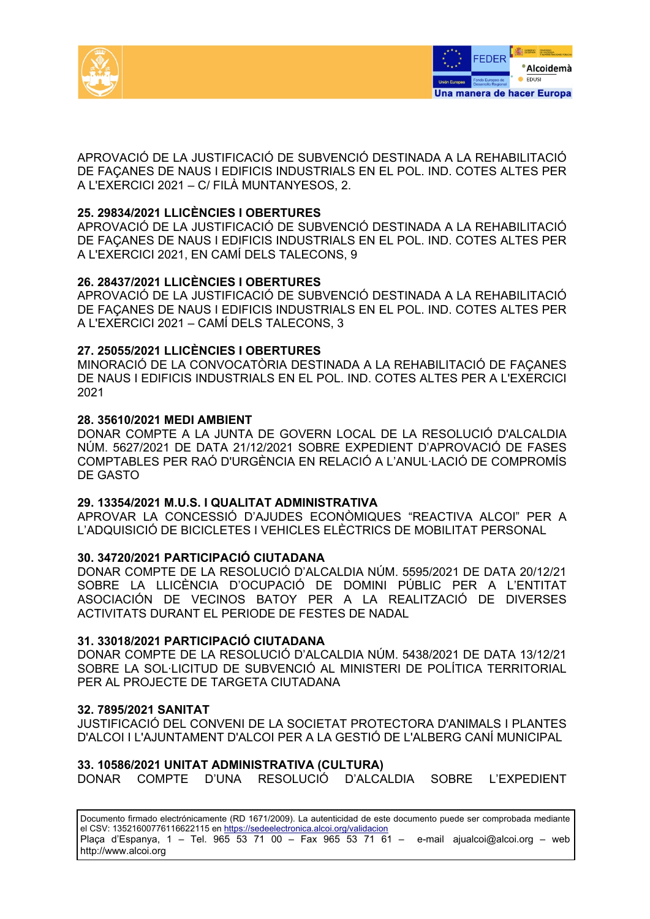APROVACIÓ DE LA JUSTIFICACIÓ DE SUBVENCIÓ DESTINADA A LA REHABILITACIÓ DE FAÇANES DE NAUS I EDIFICIS INDUSTRIALS EN EL POL. IND. COTES ALTES PER A L'EXERCICI 2021 – C/ FILÀ MUNTANYESOS, 2.

**25. 29834/2021 LLICÈNCIES I OBERTURES**
APROVACIÓ DE LA JUSTIFICACIÓ DE SUBVENCIÓ DESTINADA A LA REHABILITACIÓ DE FAÇANES DE NAUS I EDIFICIS INDUSTRIALS EN EL POL. IND. COTES ALTES PER A L'EXERCICI 2021, EN CAMÍ DELS TALECONS, 9

**26. 28437/2021 LLICÈNCIES I OBERTURES**
APROVACIÓ DE LA JUSTIFICACIÓ DE SUBVENCIÓ DESTINADA A LA REHABILITACIÓ DE FAÇANES DE NAUS I EDIFICIS INDUSTRIALS EN EL POL. IND. COTES ALTES PER A L'EXERCICI 2021 – CAMÍ DELS TALECONS, 3

**27. 25055/2021 LLICÈNCIES I OBERTURES**
MINORACIÓ DE LA CONVOCATÒRIA DESTINADA A LA REHABILITACIÓ DE FAÇANES DE NAUS I EDIFICIS INDUSTRIALS EN EL POL. IND. COTES ALTES PER A L'EXERCICI 2021

**28. 35610/2021 MEDI AMBIENT**
DONAR COMPTE A LA JUNTA DE GOVERN LOCAL DE LA RESOLUCIÓ D'ALCALDIA NÚM. 5627/2021 DE DATA 21/12/2021 SOBRE EXPEDIENT D'APROVACIÓ DE FASES COMPTABLES PER RAÓ D'URGÈNCIA EN RELACIÓ A L'ANUL·LACIÓ DE COMPROMÍS DE GASTO

**29. 13354/2021 M.U.S. I QUALITAT ADMINISTRATIVA**
APROVAR LA CONCESSIÓ D'AJUDES ECONÒMIQUES "REACTIVA ALCOI" PER A L'ADQUISICIÓ DE BICICLETES I VEHICLES ELÈCTRICS DE MOBILITAT PERSONAL

**30. 34720/2021 PARTICIPACIÓ CIUTADANA**
DONAR COMPTE DE LA RESOLUCIÓ D'ALCALDIA NÚM. 5595/2021 DE DATA 20/12/21 SOBRE LA LLICÈNCIA D'OCUPACIÓ DE DOMINI PÚBLIC PER A L'ENTITAT ASOCIACIÓN DE VECINOS BATOY PER A LA REALITZACIÓ DE DIVERSES ACTIVITATS DURANT EL PERIODE DE FESTES DE NADAL

**31. 33018/2021 PARTICIPACIÓ CIUTADANA**
DONAR COMPTE DE LA RESOLUCIÓ D'ALCALDIA NÚM. 5438/2021 DE DATA 13/12/21 SOBRE LA SOL·LICITUD DE SUBVENCIÓ AL MINISTERI DE POLÍTICA TERRITORIAL PER AL PROJECTE DE TARGETA CIUTADANA

**32. 7895/2021 SANITAT**
JUSTIFICACIÓ DEL CONVENI DE LA SOCIETAT PROTECTORA D'ANIMALS I PLANTES D'ALCOI I L'AJUNTAMENT D'ALCOI PER A LA GESTIÓ DE L'ALBERG CANÍ MUNICIPAL

**33. 10586/2021 UNITAT ADMINISTRATIVA (CULTURA)**
DONAR COMPTE D'UNA RESOLUCIÓ D'ALCALDIA SOBRE L'EXPEDIENT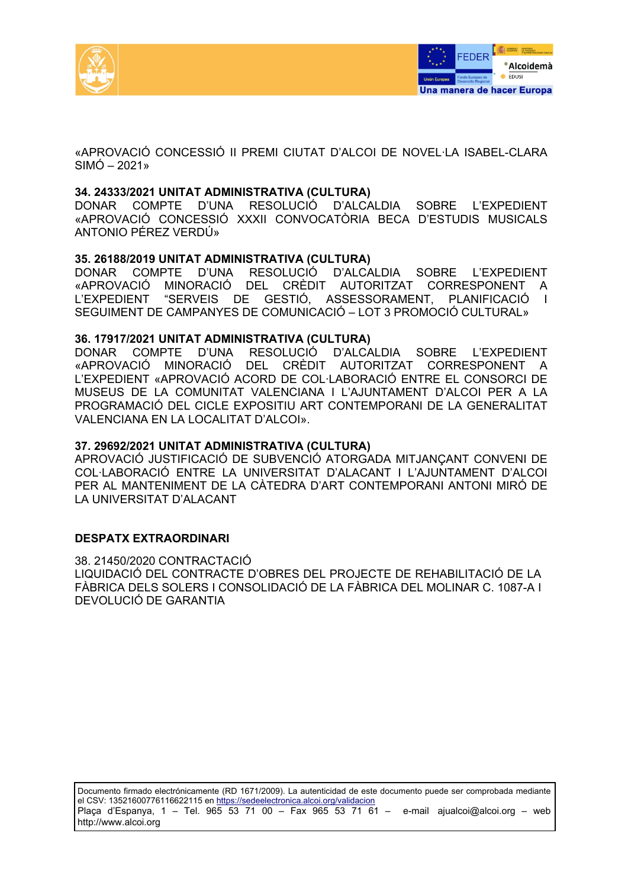«APROVACIÓ CONCESSIÓ II PREMI CIUTAT D'ALCOI DE NOVEL·LA ISABEL-CLARA SIMÓ – 2021»

**34. 24333/2021 UNITAT ADMINISTRATIVA (CULTURA)**
DONAR COMPTE D'UNA RESOLUCIÓ D'ALCALDIA SOBRE L'EXPEDIENT «APROVACIÓ CONCESSIÓ XXXII CONVOCATÒRIA BECA D'ESTUDIS MUSICALS ANTONIO PÉREZ VERDÚ»

**35. 26188/2019 UNITAT ADMINISTRATIVA (CULTURA)**
DONAR COMPTE D'UNA RESOLUCIÓ D'ALCALDIA SOBRE L'EXPEDIENT «APROVACIÓ MINORACIÓ DEL CRÈDIT AUTORITZAT CORRESPONENT A L'EXPEDIENT "SERVEIS DE GESTIÓ, ASSESSORAMENT, PLANIFICACIÓ I SEGUIMENT DE CAMPANYES DE COMUNICACIÓ – LOT 3 PROMOCIÓ CULTURAL»

**36. 17917/2021 UNITAT ADMINISTRATIVA (CULTURA)**
DONAR COMPTE D'UNA RESOLUCIÓ D'ALCALDIA SOBRE L'EXPEDIENT «APROVACIÓ MINORACIÓ DEL CRÈDIT AUTORITZAT CORRESPONENT A L'EXPEDIENT «APROVACIÓ ACORD DE COL·LABORACIÓ ENTRE EL CONSORCI DE MUSEUS DE LA COMUNITAT VALENCIANA I L'AJUNTAMENT D'ALCOI PER A LA PROGRAMACIÓ DEL CICLE EXPOSITIU ART CONTEMPORANI DE LA GENERALITAT VALENCIANA EN LA LOCALITAT D'ALCOI».

**37. 29692/2021 UNITAT ADMINISTRATIVA (CULTURA)**
APROVACIÓ JUSTIFICACIÓ DE SUBVENCIÓ ATORGADA MITJANÇANT CONVENI DE COL·LABORACIÓ ENTRE LA UNIVERSITAT D'ALACANT I L'AJUNTAMENT D'ALCOI PER AL MANTENIMENT DE LA CÀTEDRA D'ART CONTEMPORANI ANTONI MIRÓ DE LA UNIVERSITAT D'ALACANT

**DESPATX EXTRAORDINARI**

38. 21450/2020 CONTRACTACIÓ
LIQUIDACIÓ DEL CONTRACTE D'OBRES DEL PROJECTE DE REHABILITACIÓ DE LA FÀBRICA DELS SOLERS I CONSOLIDACIÓ DE LA FÀBRICA DEL MOLINAR C. 1087-A I DEVOLUCIÓ DE GARANTIA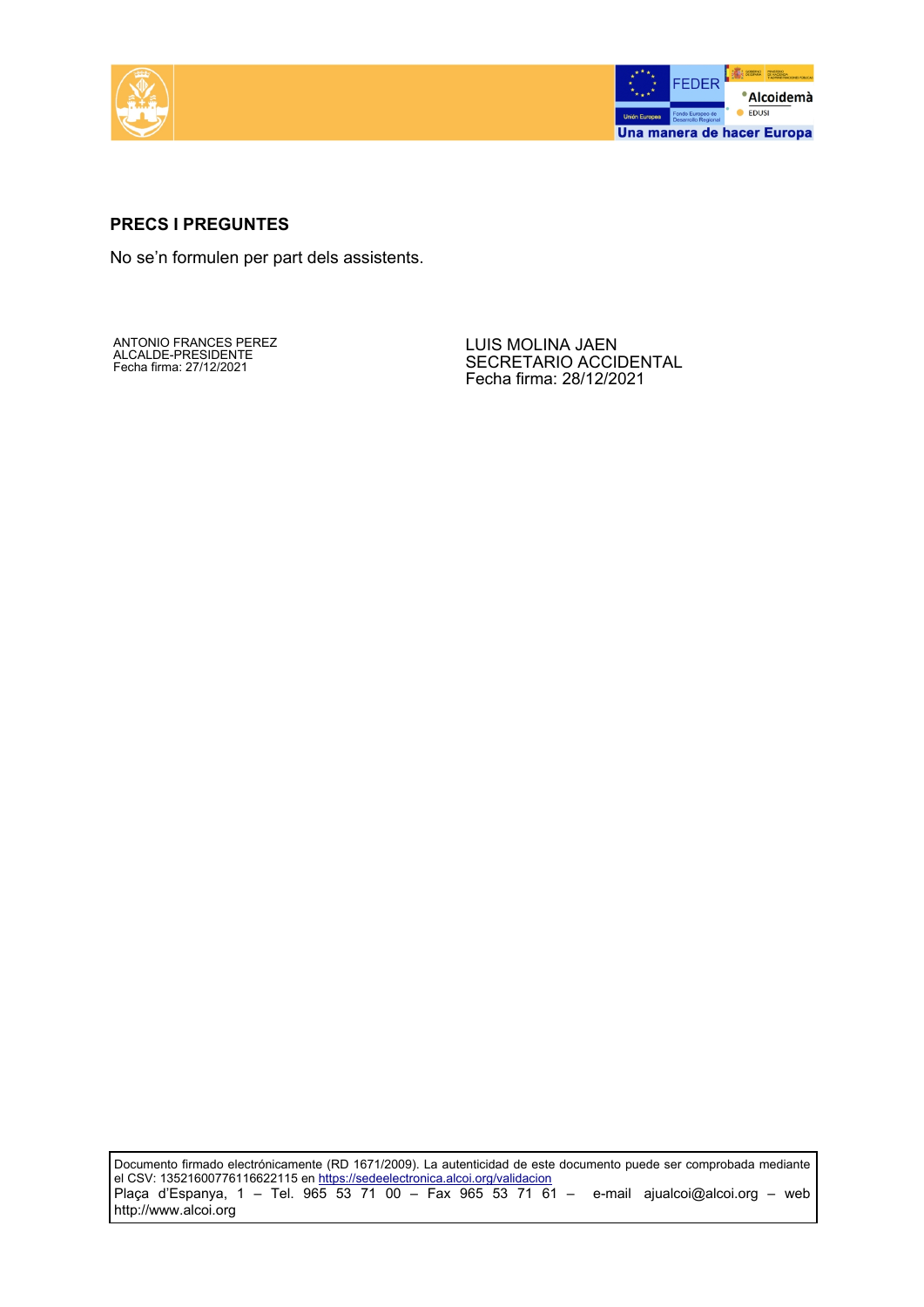**PRECS I PREGUNTES**

No se'n formulen per part dels assistents.

ANTONIO FRANCES PEREZ
ALCALDE-PRESIDENTE
Fecha firma: 27/12/2021

LUIS MOLINA JAEN
SECRETARIO ACCIDENTAL
Fecha firma: 28/12/2021